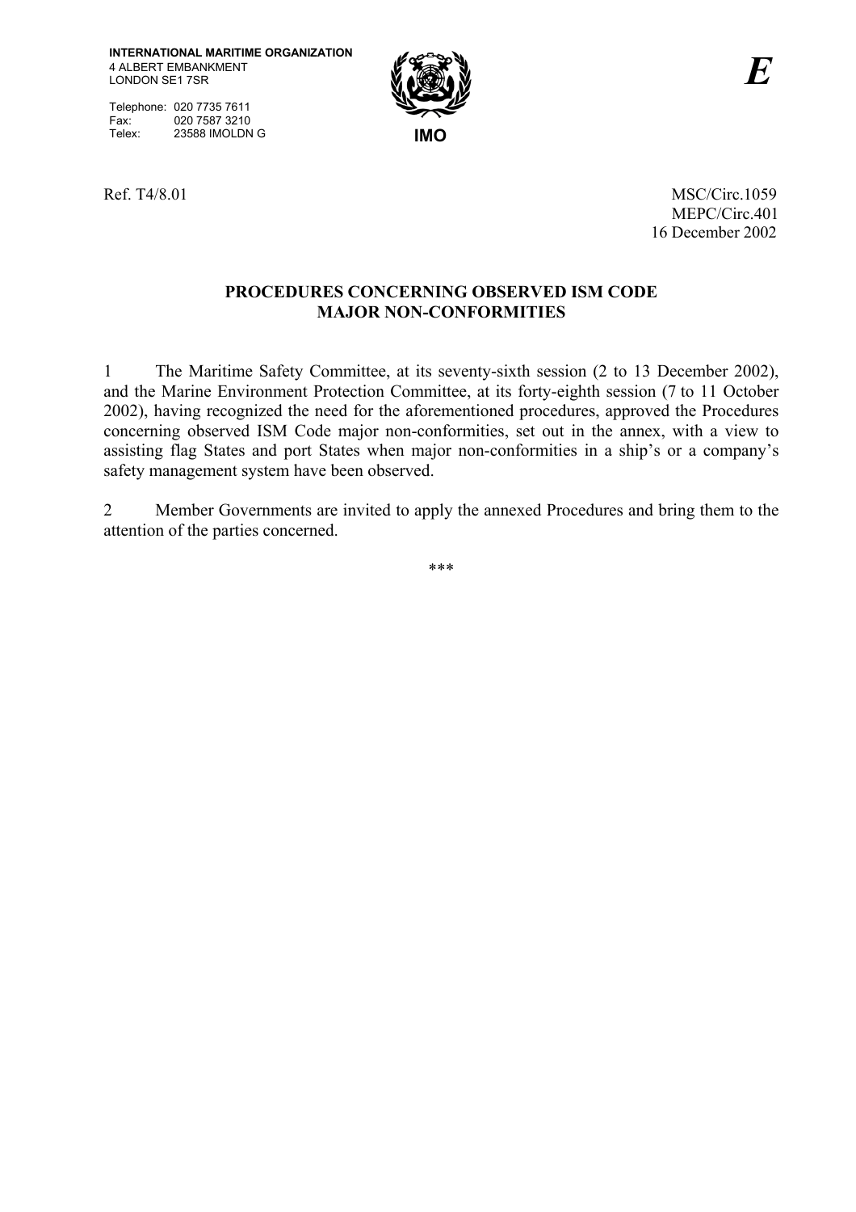INTERNATIONAL MARITIME ORGANIZATION
4 ALBERT EMBANKMENT
LONDON SE1 7SR

Telephone: 020 7735 7611
Fax: 020 7587 3210
Telex: 23588 IMOLDN G

IMO

*E*

Ref. T4/8.01

MSC/Circ.1059
MEPC/Circ.401
16 December 2002

## PROCEDURES CONCERNING OBSERVED ISM CODE MAJOR NON-CONFORMITIES

1 The Maritime Safety Committee, at its seventy-sixth session (2 to 13 December 2002), and the Marine Environment Protection Committee, at its forty-eighth session (7 to 11 October 2002), having recognized the need for the aforementioned procedures, approved the Procedures concerning observed ISM Code major non-conformities, set out in the annex, with a view to assisting flag States and port States when major non-conformities in a ship's or a company's safety management system have been observed.

2 Member Governments are invited to apply the annexed Procedures and bring them to the attention of the parties concerned.

\*\*\*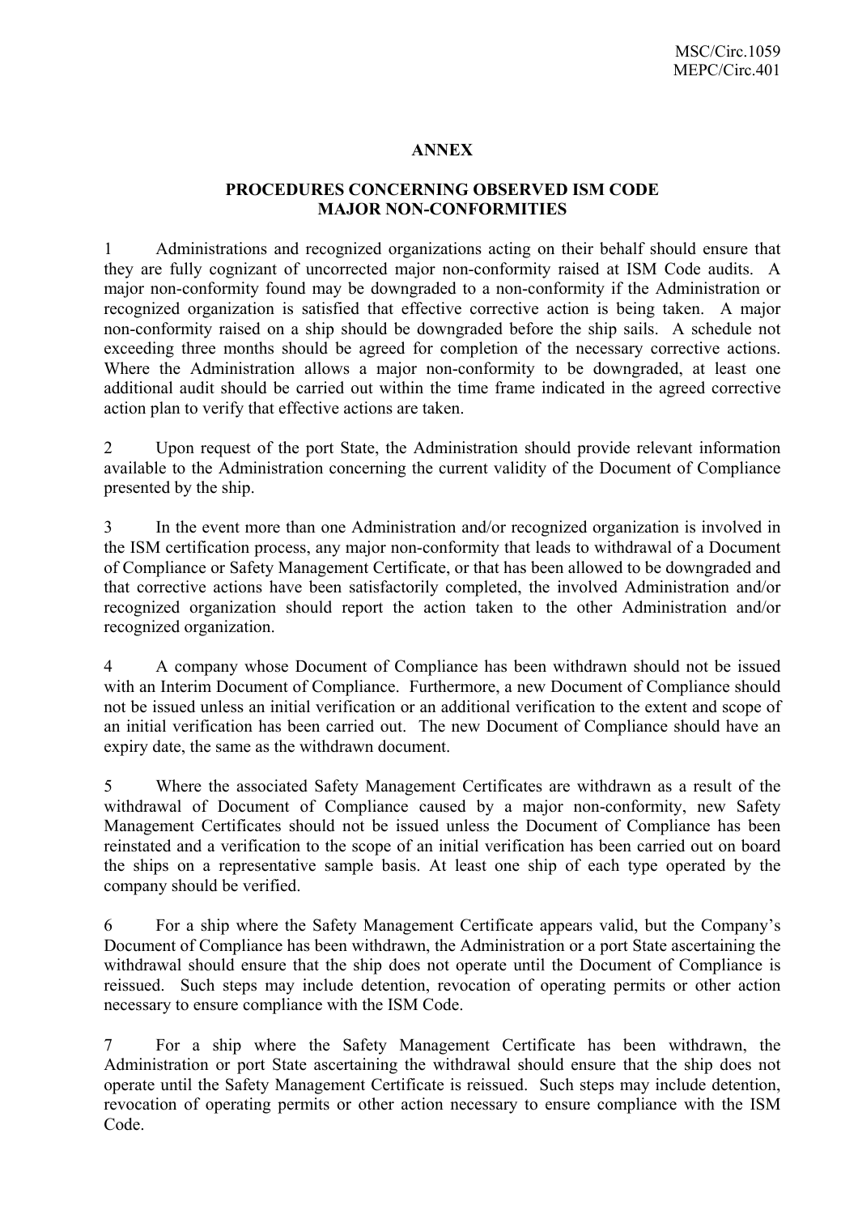## ANNEX

### PROCEDURES CONCERNING OBSERVED ISM CODE MAJOR NON-CONFORMITIES

1 Administrations and recognized organizations acting on their behalf should ensure that they are fully cognizant of uncorrected major non-conformity raised at ISM Code audits. A major non-conformity found may be downgraded to a non-conformity if the Administration or recognized organization is satisfied that effective corrective action is being taken. A major non-conformity raised on a ship should be downgraded before the ship sails. A schedule not exceeding three months should be agreed for completion of the necessary corrective actions. Where the Administration allows a major non-conformity to be downgraded, at least one additional audit should be carried out within the time frame indicated in the agreed corrective action plan to verify that effective actions are taken.

2 Upon request of the port State, the Administration should provide relevant information available to the Administration concerning the current validity of the Document of Compliance presented by the ship.

3 In the event more than one Administration and/or recognized organization is involved in the ISM certification process, any major non-conformity that leads to withdrawal of a Document of Compliance or Safety Management Certificate, or that has been allowed to be downgraded and that corrective actions have been satisfactorily completed, the involved Administration and/or recognized organization should report the action taken to the other Administration and/or recognized organization.

4 A company whose Document of Compliance has been withdrawn should not be issued with an Interim Document of Compliance. Furthermore, a new Document of Compliance should not be issued unless an initial verification or an additional verification to the extent and scope of an initial verification has been carried out. The new Document of Compliance should have an expiry date, the same as the withdrawn document.

5 Where the associated Safety Management Certificates are withdrawn as a result of the withdrawal of Document of Compliance caused by a major non-conformity, new Safety Management Certificates should not be issued unless the Document of Compliance has been reinstated and a verification to the scope of an initial verification has been carried out on board the ships on a representative sample basis. At least one ship of each type operated by the company should be verified.

6 For a ship where the Safety Management Certificate appears valid, but the Company's Document of Compliance has been withdrawn, the Administration or a port State ascertaining the withdrawal should ensure that the ship does not operate until the Document of Compliance is reissued. Such steps may include detention, revocation of operating permits or other action necessary to ensure compliance with the ISM Code.

7 For a ship where the Safety Management Certificate has been withdrawn, the Administration or port State ascertaining the withdrawal should ensure that the ship does not operate until the Safety Management Certificate is reissued. Such steps may include detention, revocation of operating permits or other action necessary to ensure compliance with the ISM Code.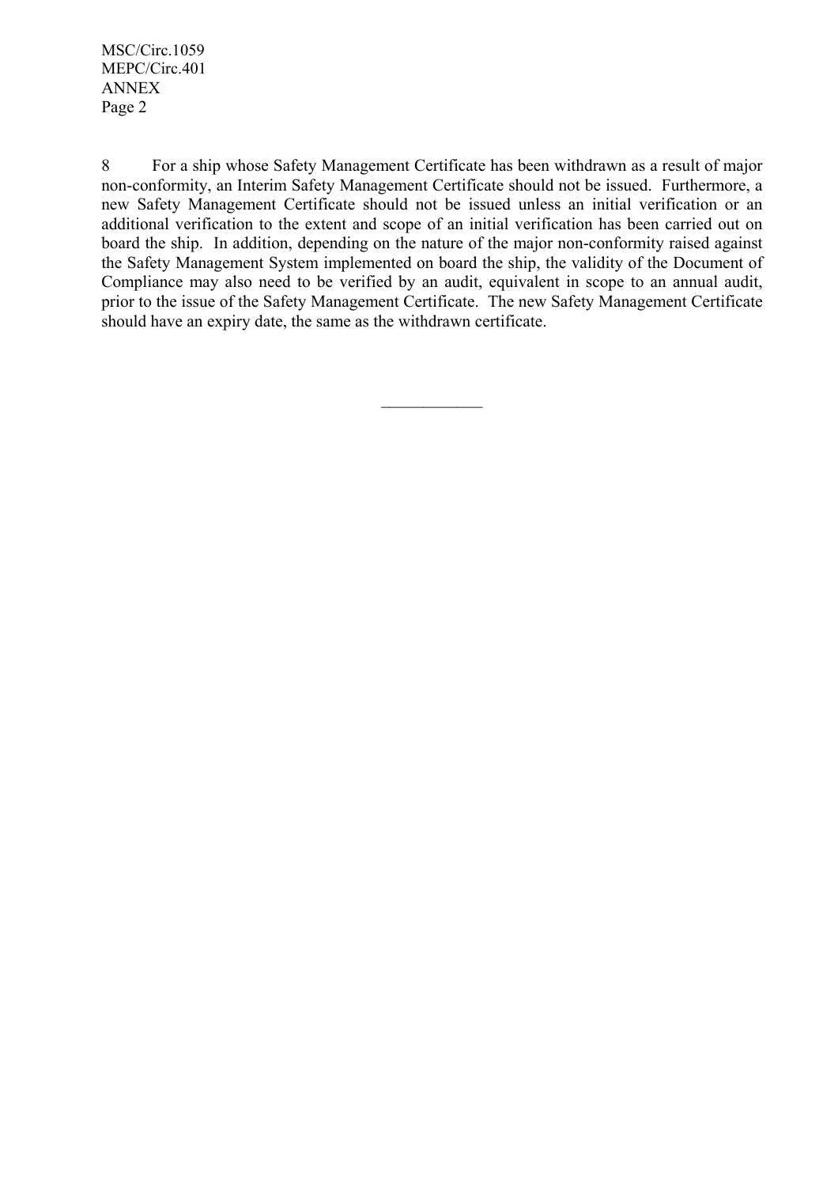8 For a ship whose Safety Management Certificate has been withdrawn as a result of major non-conformity, an Interim Safety Management Certificate should not be issued. Furthermore, a new Safety Management Certificate should not be issued unless an initial verification or an additional verification to the extent and scope of an initial verification has been carried out on board the ship. In addition, depending on the nature of the major non-conformity raised against the Safety Management System implemented on board the ship, the validity of the Document of Compliance may also need to be verified by an audit, equivalent in scope to an annual audit, prior to the issue of the Safety Management Certificate. The new Safety Management Certificate should have an expiry date, the same as the withdrawn certificate.

\_\_\_\_\_\_\_\_\_\_\_\_